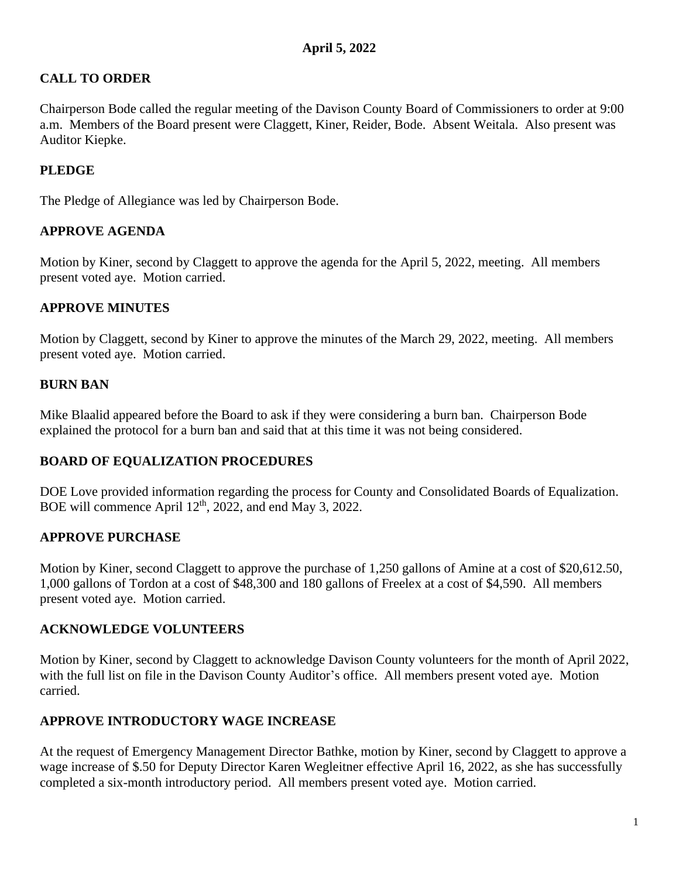**April 5, 2022**

## CALL TO ORDER

Chairperson Bode called the regular meeting of the Davison County Board of Commissioners to order at 9:00 a.m. Members of the Board present were Claggett, Kiner, Reider, Bode. Absent Weitala. Also present was Auditor Kiepke.

## PLEDGE

The Pledge of Allegiance was led by Chairperson Bode.

## APPROVE AGENDA

Motion by Kiner, second by Claggett to approve the agenda for the April 5, 2022, meeting. All members present voted aye. Motion carried.

## APPROVE MINUTES

Motion by Claggett, second by Kiner to approve the minutes of the March 29, 2022, meeting. All members present voted aye. Motion carried.

## BURN BAN

Mike Blaalid appeared before the Board to ask if they were considering a burn ban. Chairperson Bode explained the protocol for a burn ban and said that at this time it was not being considered.

## BOARD OF EQUALIZATION PROCEDURES

DOE Love provided information regarding the process for County and Consolidated Boards of Equalization. BOE will commence April 12th, 2022, and end May 3, 2022.

## APPROVE PURCHASE

Motion by Kiner, second Claggett to approve the purchase of 1,250 gallons of Amine at a cost of $20,612.50, 1,000 gallons of Tordon at a cost of $48,300 and 180 gallons of Freelex at a cost of $4,590. All members present voted aye. Motion carried.

## ACKNOWLEDGE VOLUNTEERS

Motion by Kiner, second by Claggett to acknowledge Davison County volunteers for the month of April 2022, with the full list on file in the Davison County Auditor's office. All members present voted aye. Motion carried.

## APPROVE INTRODUCTORY WAGE INCREASE

At the request of Emergency Management Director Bathke, motion by Kiner, second by Claggett to approve a wage increase of $.50 for Deputy Director Karen Wegleitner effective April 16, 2022, as she has successfully completed a six-month introductory period. All members present voted aye. Motion carried.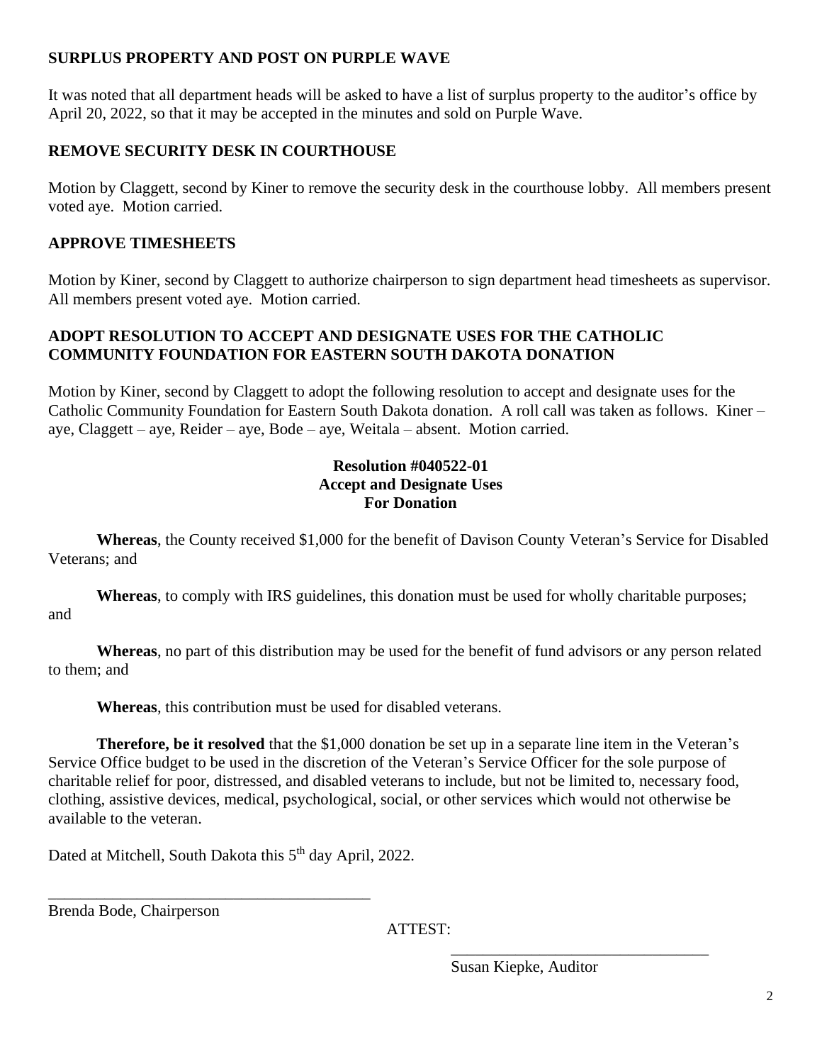**SURPLUS PROPERTY AND POST ON PURPLE WAVE**

It was noted that all department heads will be asked to have a list of surplus property to the auditor's office by April 20, 2022, so that it may be accepted in the minutes and sold on Purple Wave.

**REMOVE SECURITY DESK IN COURTHOUSE**

Motion by Claggett, second by Kiner to remove the security desk in the courthouse lobby. All members present voted aye. Motion carried.

**APPROVE TIMESHEETS**

Motion by Kiner, second by Claggett to authorize chairperson to sign department head timesheets as supervisor. All members present voted aye. Motion carried.

**ADOPT RESOLUTION TO ACCEPT AND DESIGNATE USES FOR THE CATHOLIC COMMUNITY FOUNDATION FOR EASTERN SOUTH DAKOTA DONATION**

Motion by Kiner, second by Claggett to adopt the following resolution to accept and designate uses for the Catholic Community Foundation for Eastern South Dakota donation. A roll call was taken as follows. Kiner – aye, Claggett – aye, Reider – aye, Bode – aye, Weitala – absent. Motion carried.

**Resolution #040522-01**
**Accept and Designate Uses**
**For Donation**

**Whereas**, the County received $1,000 for the benefit of Davison County Veteran's Service for Disabled Veterans; and

**Whereas**, to comply with IRS guidelines, this donation must be used for wholly charitable purposes; and

**Whereas**, no part of this distribution may be used for the benefit of fund advisors or any person related to them; and

**Whereas**, this contribution must be used for disabled veterans.

**Therefore, be it resolved** that the $1,000 donation be set up in a separate line item in the Veteran's Service Office budget to be used in the discretion of the Veteran's Service Officer for the sole purpose of charitable relief for poor, distressed, and disabled veterans to include, but not be limited to, necessary food, clothing, assistive devices, medical, psychological, social, or other services which would not otherwise be available to the veteran.

Dated at Mitchell, South Dakota this 5th day April, 2022.

\_\_\_\_\_\_\_\_\_\_\_\_\_\_\_\_\_\_\_\_\_\_\_\_\_\_\_\_\_\_\_\_\_\_\_\_\_\_\_\_
Brenda Bode, Chairperson

ATTEST:

\_\_\_\_\_\_\_\_\_\_\_\_\_\_\_\_\_\_\_\_\_\_\_\_\_\_\_\_\_\_\_\_\_
Susan Kiepke, Auditor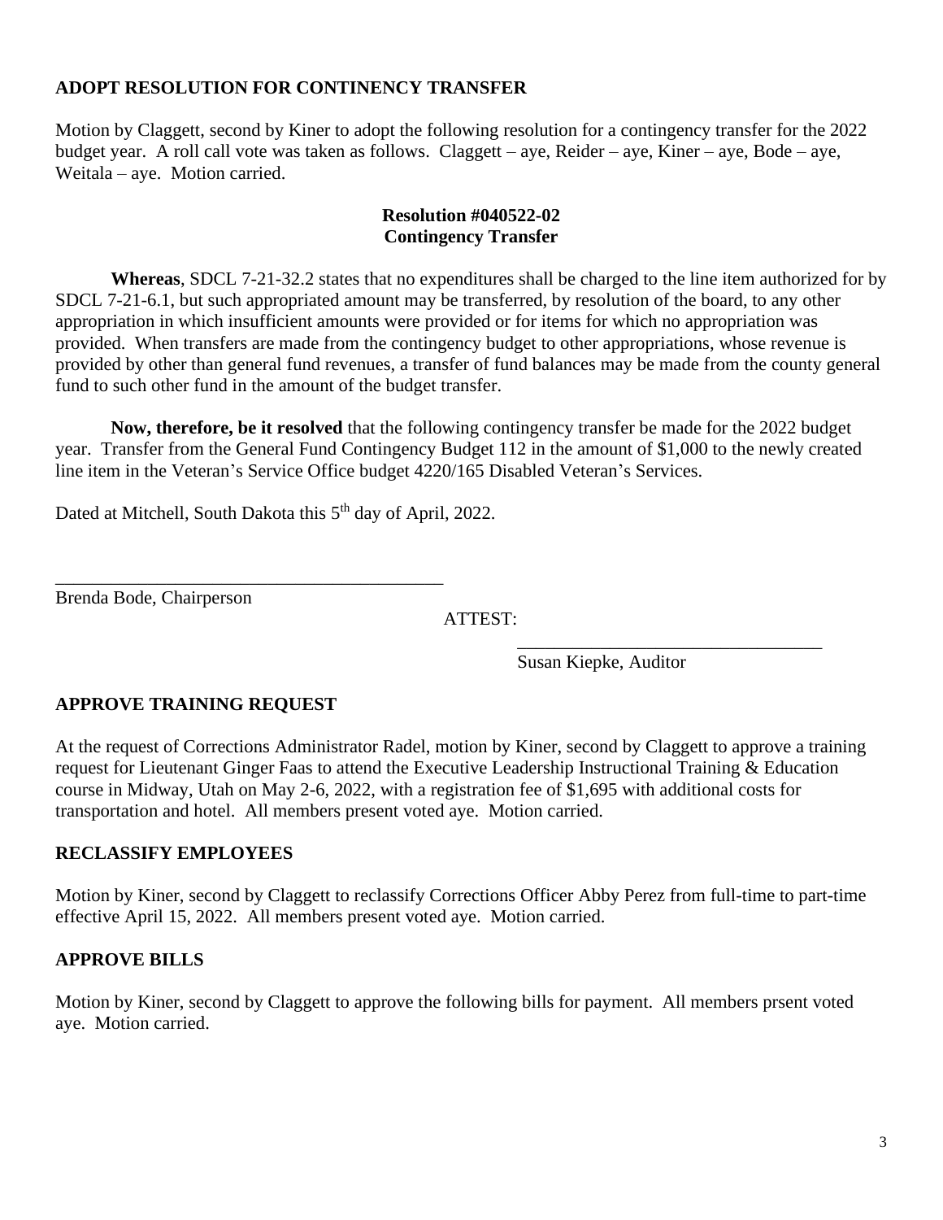## ADOPT RESOLUTION FOR CONTINENCY TRANSFER

Motion by Claggett, second by Kiner to adopt the following resolution for a contingency transfer for the 2022 budget year. A roll call vote was taken as follows. Claggett – aye, Reider – aye, Kiner – aye, Bode – aye, Weitala – aye. Motion carried.

**Resolution #040522-02**
**Contingency Transfer**

**Whereas**, SDCL 7-21-32.2 states that no expenditures shall be charged to the line item authorized for by SDCL 7-21-6.1, but such appropriated amount may be transferred, by resolution of the board, to any other appropriation in which insufficient amounts were provided or for items for which no appropriation was provided. When transfers are made from the contingency budget to other appropriations, whose revenue is provided by other than general fund revenues, a transfer of fund balances may be made from the county general fund to such other fund in the amount of the budget transfer.

**Now, therefore, be it resolved** that the following contingency transfer be made for the 2022 budget year. Transfer from the General Fund Contingency Budget 112 in the amount of $1,000 to the newly created line item in the Veteran's Service Office budget 4220/165 Disabled Veteran's Services.

Dated at Mitchell, South Dakota this 5th day of April, 2022.

\_\_\_\_\_\_\_\_\_\_\_\_\_\_\_\_\_\_\_\_\_\_\_\_\_\_\_\_\_\_\_\_\_\_\_\_\_\_\_\_\_\_
Brenda Bode, Chairperson

ATTEST:

\_\_\_\_\_\_\_\_\_\_\_\_\_\_\_\_\_\_\_\_\_\_\_\_\_\_\_\_\_\_\_\_\_\_
Susan Kiepke, Auditor

## APPROVE TRAINING REQUEST

At the request of Corrections Administrator Radel, motion by Kiner, second by Claggett to approve a training request for Lieutenant Ginger Faas to attend the Executive Leadership Instructional Training & Education course in Midway, Utah on May 2-6, 2022, with a registration fee of $1,695 with additional costs for transportation and hotel. All members present voted aye. Motion carried.

## RECLASSIFY EMPLOYEES

Motion by Kiner, second by Claggett to reclassify Corrections Officer Abby Perez from full-time to part-time effective April 15, 2022. All members present voted aye. Motion carried.

## APPROVE BILLS

Motion by Kiner, second by Claggett to approve the following bills for payment. All members prsent voted aye. Motion carried.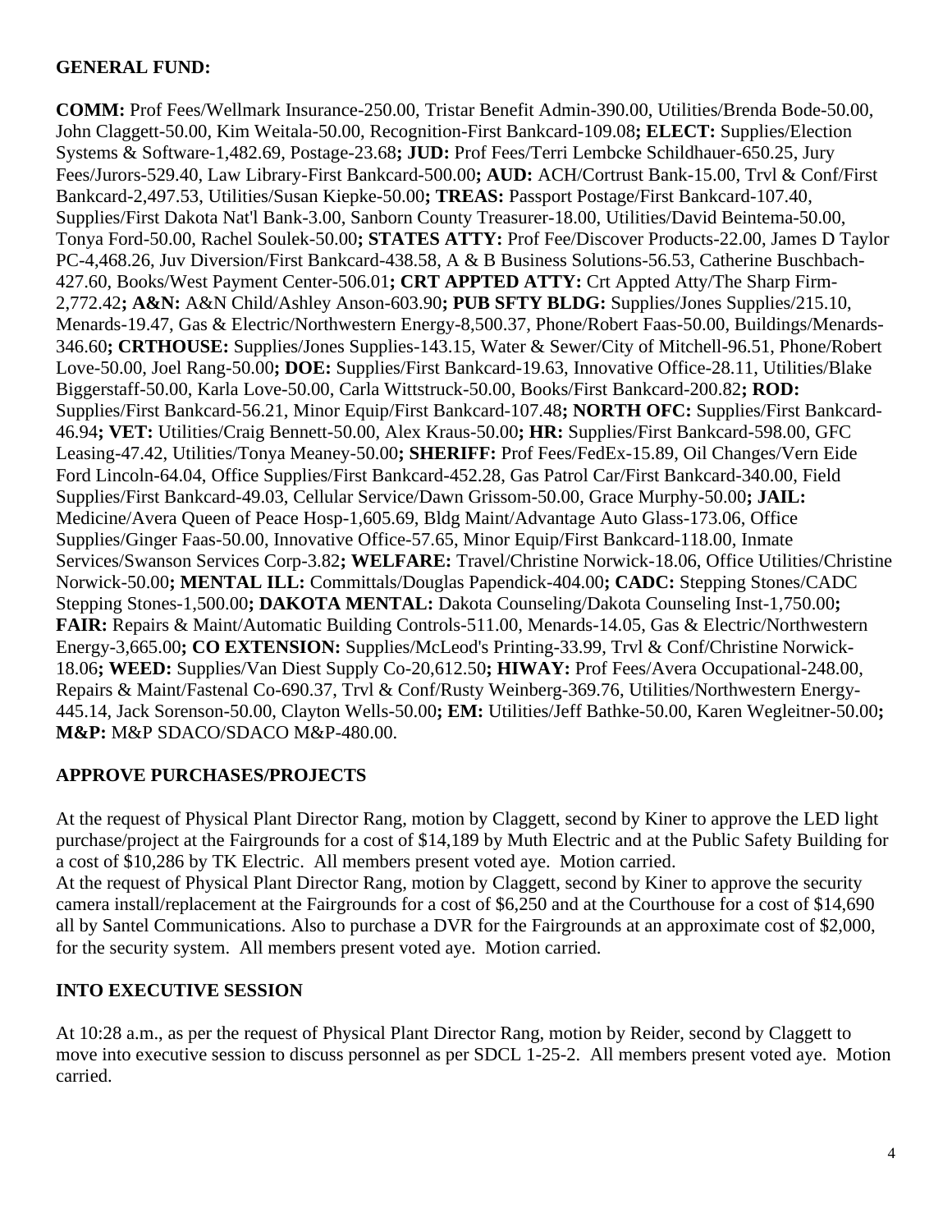**GENERAL FUND:**

**COMM:** Prof Fees/Wellmark Insurance-250.00, Tristar Benefit Admin-390.00, Utilities/Brenda Bode-50.00, John Claggett-50.00, Kim Weitala-50.00, Recognition-First Bankcard-109.08**; ELECT:** Supplies/Election Systems & Software-1,482.69, Postage-23.68**; JUD:** Prof Fees/Terri Lembcke Schildhauer-650.25, Jury Fees/Jurors-529.40, Law Library-First Bankcard-500.00**; AUD:** ACH/Cortrust Bank-15.00, Trvl & Conf/First Bankcard-2,497.53, Utilities/Susan Kiepke-50.00**; TREAS:** Passport Postage/First Bankcard-107.40, Supplies/First Dakota Nat'l Bank-3.00, Sanborn County Treasurer-18.00, Utilities/David Beintema-50.00, Tonya Ford-50.00, Rachel Soulek-50.00**; STATES ATTY:** Prof Fee/Discover Products-22.00, James D Taylor PC-4,468.26, Juv Diversion/First Bankcard-438.58, A & B Business Solutions-56.53, Catherine Buschbach-427.60, Books/West Payment Center-506.01**; CRT APPTED ATTY:** Crt Appted Atty/The Sharp Firm-2,772.42**; A&N:** A&N Child/Ashley Anson-603.90**; PUB SFTY BLDG:** Supplies/Jones Supplies/215.10, Menards-19.47, Gas & Electric/Northwestern Energy-8,500.37, Phone/Robert Faas-50.00, Buildings/Menards-346.60**; CRTHOUSE:** Supplies/Jones Supplies-143.15, Water & Sewer/City of Mitchell-96.51, Phone/Robert Love-50.00, Joel Rang-50.00**; DOE:** Supplies/First Bankcard-19.63, Innovative Office-28.11, Utilities/Blake Biggerstaff-50.00, Karla Love-50.00, Carla Wittstruck-50.00, Books/First Bankcard-200.82**; ROD:** Supplies/First Bankcard-56.21, Minor Equip/First Bankcard-107.48**; NORTH OFC:** Supplies/First Bankcard-46.94**; VET:** Utilities/Craig Bennett-50.00, Alex Kraus-50.00**; HR:** Supplies/First Bankcard-598.00, GFC Leasing-47.42, Utilities/Tonya Meaney-50.00**; SHERIFF:** Prof Fees/FedEx-15.89, Oil Changes/Vern Eide Ford Lincoln-64.04, Office Supplies/First Bankcard-452.28, Gas Patrol Car/First Bankcard-340.00, Field Supplies/First Bankcard-49.03, Cellular Service/Dawn Grissom-50.00, Grace Murphy-50.00**; JAIL:** Medicine/Avera Queen of Peace Hosp-1,605.69, Bldg Maint/Advantage Auto Glass-173.06, Office Supplies/Ginger Faas-50.00, Innovative Office-57.65, Minor Equip/First Bankcard-118.00, Inmate Services/Swanson Services Corp-3.82**; WELFARE:** Travel/Christine Norwick-18.06, Office Utilities/Christine Norwick-50.00**; MENTAL ILL:** Committals/Douglas Papendick-404.00**; CADC:** Stepping Stones/CADC Stepping Stones-1,500.00**; DAKOTA MENTAL:** Dakota Counseling/Dakota Counseling Inst-1,750.00**; FAIR:** Repairs & Maint/Automatic Building Controls-511.00, Menards-14.05, Gas & Electric/Northwestern Energy-3,665.00**; CO EXTENSION:** Supplies/McLeod's Printing-33.99, Trvl & Conf/Christine Norwick-18.06**; WEED:** Supplies/Van Diest Supply Co-20,612.50**; HIWAY:** Prof Fees/Avera Occupational-248.00, Repairs & Maint/Fastenal Co-690.37, Trvl & Conf/Rusty Weinberg-369.76, Utilities/Northwestern Energy-445.14, Jack Sorenson-50.00, Clayton Wells-50.00**; EM:** Utilities/Jeff Bathke-50.00, Karen Wegleitner-50.00**; M&P:** M&P SDACO/SDACO M&P-480.00.

## APPROVE PURCHASES/PROJECTS

At the request of Physical Plant Director Rang, motion by Claggett, second by Kiner to approve the LED light purchase/project at the Fairgrounds for a cost of $14,189 by Muth Electric and at the Public Safety Building for a cost of $10,286 by TK Electric. All members present voted aye. Motion carried.
At the request of Physical Plant Director Rang, motion by Claggett, second by Kiner to approve the security camera install/replacement at the Fairgrounds for a cost of $6,250 and at the Courthouse for a cost of $14,690 all by Santel Communications. Also to purchase a DVR for the Fairgrounds at an approximate cost of $2,000, for the security system. All members present voted aye. Motion carried.

## INTO EXECUTIVE SESSION

At 10:28 a.m., as per the request of Physical Plant Director Rang, motion by Reider, second by Claggett to move into executive session to discuss personnel as per SDCL 1-25-2. All members present voted aye. Motion carried.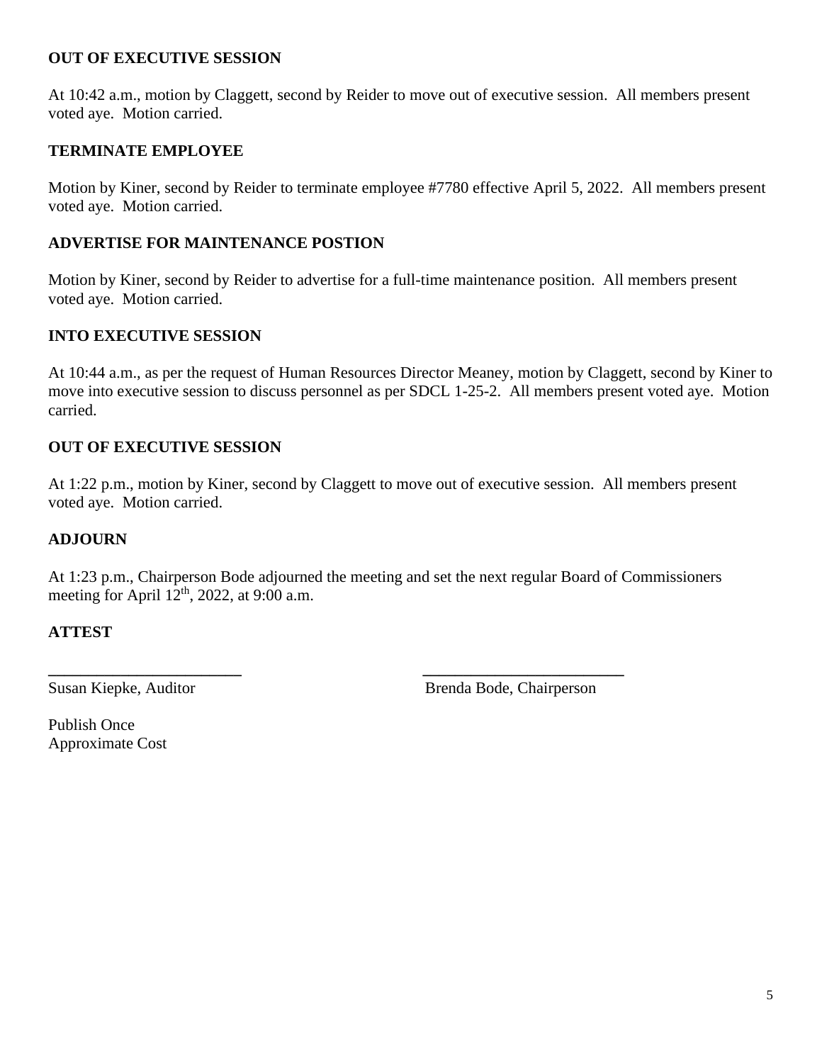**OUT OF EXECUTIVE SESSION**

At 10:42 a.m., motion by Claggett, second by Reider to move out of executive session. All members present voted aye. Motion carried.

**TERMINATE EMPLOYEE**

Motion by Kiner, second by Reider to terminate employee #7780 effective April 5, 2022. All members present voted aye. Motion carried.

**ADVERTISE FOR MAINTENANCE POSTION**

Motion by Kiner, second by Reider to advertise for a full-time maintenance position. All members present voted aye. Motion carried.

**INTO EXECUTIVE SESSION**

At 10:44 a.m., as per the request of Human Resources Director Meaney, motion by Claggett, second by Kiner to move into executive session to discuss personnel as per SDCL 1-25-2. All members present voted aye. Motion carried.

**OUT OF EXECUTIVE SESSION**

At 1:22 p.m., motion by Kiner, second by Claggett to move out of executive session. All members present voted aye. Motion carried.

**ADJOURN**

At 1:23 p.m., Chairperson Bode adjourned the meeting and set the next regular Board of Commissioners meeting for April 12th, 2022, at 9:00 a.m.

**ATTEST**

\_\_\_\_\_\_\_\_\_\_\_\_\_\_\_\_\_\_\_\_\_\_\_\_ \_\_\_\_\_\_\_\_\_\_\_\_\_\_\_\_\_\_\_\_\_\_\_\_

Susan Kiepke, Auditor Brenda Bode, Chairperson

Publish Once
Approximate Cost